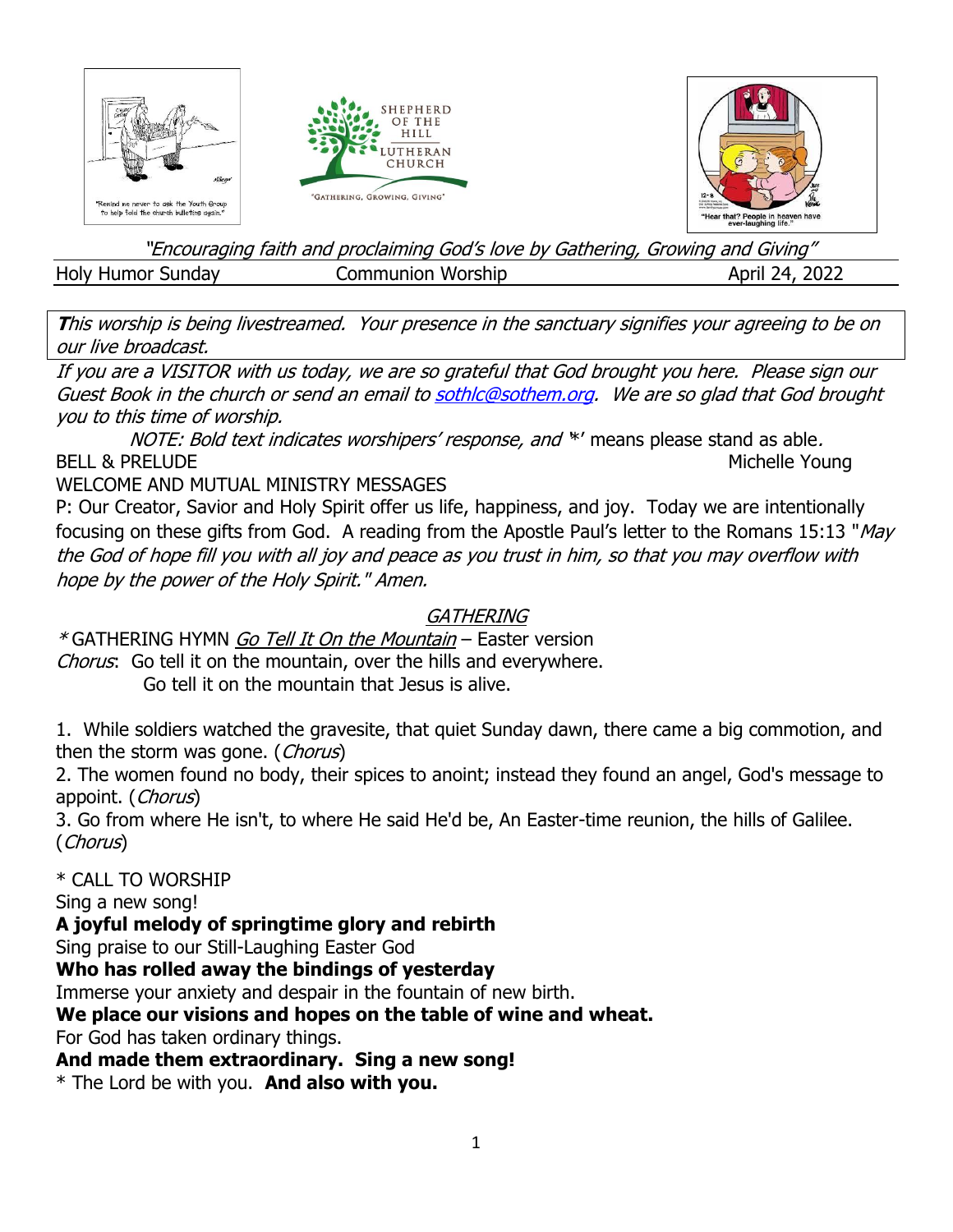"Remind me never to ask the Youth Group to help fold the church bulletins again."

SHEPHERD OF THE HILL LUTHERAN CHURCH

"GATHERING, GROWING, GIVING"

"Hear that? People in heaven have ever-laughing life."

*"Encouraging faith and proclaiming God's love by Gathering, Growing and Giving"*

Holy Humor Sunday | Communion Worship | April 24, 2022

***T**his worship is being livestreamed. Your presence in the sanctuary signifies your agreeing to be on our live broadcast.*

*If you are a VISITOR with us today, we are so grateful that God brought you here. Please sign our Guest Book in the church or send an email to [sothlc@sothem.org](mailto:sothlc@sothem.org). We are so glad that God brought you to this time of worship.*

*NOTE: Bold text indicates worshipers' response, and* '*' means please stand as able.

BELL & PRELUDE — Michelle Young

WELCOME AND MUTUAL MINISTRY MESSAGES

P: Our Creator, Savior and Holy Spirit offer us life, happiness, and joy. Today we are intentionally focusing on these gifts from God. A reading from the Apostle Paul's letter to the Romans 15:13 "*May the God of hope fill you with all joy and peace as you trust in him, so that you may overflow with hope by the power of the Holy Spirit." Amen.*

## *GATHERING*

\* GATHERING HYMN *Go Tell It On the Mountain* – Easter version

*Chorus*: Go tell it on the mountain, over the hills and everywhere.
Go tell it on the mountain that Jesus is alive.

1. While soldiers watched the gravesite, that quiet Sunday dawn, there came a big commotion, and then the storm was gone. (*Chorus*)
2. The women found no body, their spices to anoint; instead they found an angel, God's message to appoint. (*Chorus*)
3. Go from where He isn't, to where He said He'd be, An Easter-time reunion, the hills of Galilee. (*Chorus*)

\* CALL TO WORSHIP

Sing a new song!

**A joyful melody of springtime glory and rebirth**

Sing praise to our Still-Laughing Easter God

**Who has rolled away the bindings of yesterday**

Immerse your anxiety and despair in the fountain of new birth.

**We place our visions and hopes on the table of wine and wheat.**

For God has taken ordinary things.

**And made them extraordinary. Sing a new song!**

\* The Lord be with you. **And also with you.**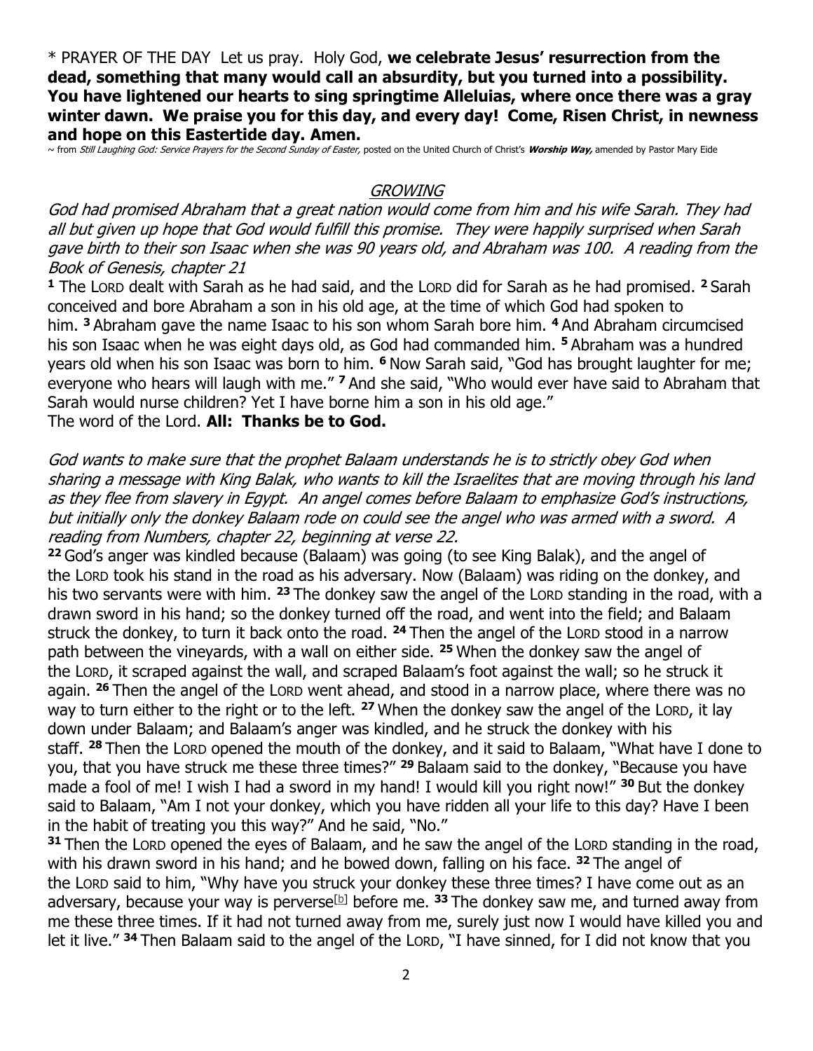* PRAYER OF THE DAY Let us pray. Holy God, **we celebrate Jesus' resurrection from the dead, something that many would call an absurdity, but you turned into a possibility. You have lightened our hearts to sing springtime Alleluias, where once there was a gray winter dawn. We praise you for this day, and every day! Come, Risen Christ, in newness and hope on this Eastertide day. Amen.**

~ from *Still Laughing God: Service Prayers for the Second Sunday of Easter,* posted on the United Church of Christ's ***Worship Way,*** amended by Pastor Mary Eide

## *GROWING*

*God had promised Abraham that a great nation would come from him and his wife Sarah. They had all but given up hope that God would fulfill this promise. They were happily surprised when Sarah gave birth to their son Isaac when she was 90 years old, and Abraham was 100. A reading from the Book of Genesis, chapter 21*

**1** The LORD dealt with Sarah as he had said, and the LORD did for Sarah as he had promised. **2** Sarah conceived and bore Abraham a son in his old age, at the time of which God had spoken to him. **3** Abraham gave the name Isaac to his son whom Sarah bore him. **4** And Abraham circumcised his son Isaac when he was eight days old, as God had commanded him. **5** Abraham was a hundred years old when his son Isaac was born to him. **6** Now Sarah said, "God has brought laughter for me; everyone who hears will laugh with me." **7** And she said, "Who would ever have said to Abraham that Sarah would nurse children? Yet I have borne him a son in his old age."

The word of the Lord. **All: Thanks be to God.**

*God wants to make sure that the prophet Balaam understands he is to strictly obey God when sharing a message with King Balak, who wants to kill the Israelites that are moving through his land as they flee from slavery in Egypt. An angel comes before Balaam to emphasize God's instructions, but initially only the donkey Balaam rode on could see the angel who was armed with a sword. A reading from Numbers, chapter 22, beginning at verse 22.*

**22** God's anger was kindled because (Balaam) was going (to see King Balak), and the angel of the LORD took his stand in the road as his adversary. Now (Balaam) was riding on the donkey, and his two servants were with him. **23** The donkey saw the angel of the LORD standing in the road, with a drawn sword in his hand; so the donkey turned off the road, and went into the field; and Balaam struck the donkey, to turn it back onto the road. **24** Then the angel of the LORD stood in a narrow path between the vineyards, with a wall on either side. **25** When the donkey saw the angel of the LORD, it scraped against the wall, and scraped Balaam's foot against the wall; so he struck it again. **26** Then the angel of the LORD went ahead, and stood in a narrow place, where there was no way to turn either to the right or to the left. **27** When the donkey saw the angel of the LORD, it lay down under Balaam; and Balaam's anger was kindled, and he struck the donkey with his staff. **28** Then the LORD opened the mouth of the donkey, and it said to Balaam, "What have I done to you, that you have struck me these three times?" **29** Balaam said to the donkey, "Because you have made a fool of me! I wish I had a sword in my hand! I would kill you right now!" **30** But the donkey said to Balaam, "Am I not your donkey, which you have ridden all your life to this day? Have I been in the habit of treating you this way?" And he said, "No."

**31** Then the LORD opened the eyes of Balaam, and he saw the angel of the LORD standing in the road, with his drawn sword in his hand; and he bowed down, falling on his face. **32** The angel of the LORD said to him, "Why have you struck your donkey these three times? I have come out as an adversary, because your way is perverse[b] before me. **33** The donkey saw me, and turned away from me these three times. If it had not turned away from me, surely just now I would have killed you and let it live." **34** Then Balaam said to the angel of the LORD, "I have sinned, for I did not know that you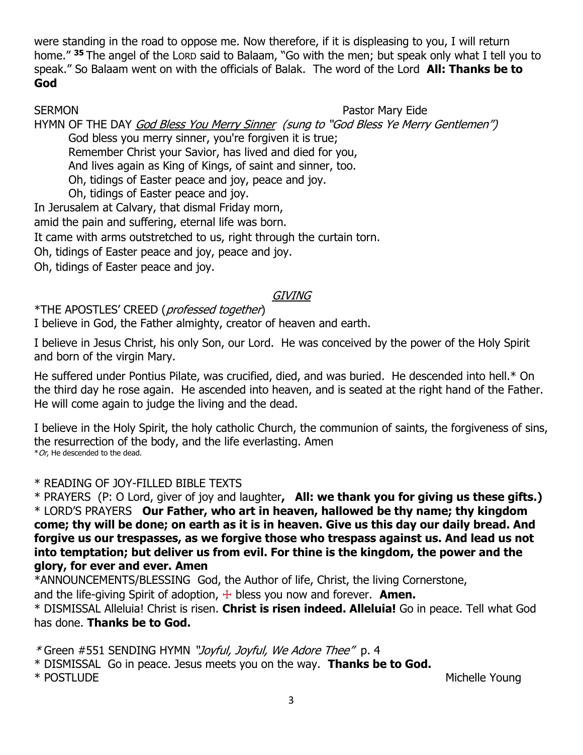were standing in the road to oppose me. Now therefore, if it is displeasing to you, I will return home." [35] The angel of the LORD said to Balaam, "Go with the men; but speak only what I tell you to speak." So Balaam went on with the officials of Balak. The word of the Lord **All: Thanks be to God**

SERMON Pastor Mary Eide

HYMN OF THE DAY _God Bless You Merry Sinner_ *(sung to "God Bless Ye Merry Gentlemen")*

God bless you merry sinner, you're forgiven it is true;
Remember Christ your Savior, has lived and died for you,
And lives again as King of Kings, of saint and sinner, too.
Oh, tidings of Easter peace and joy, peace and joy.
Oh, tidings of Easter peace and joy.

In Jerusalem at Calvary, that dismal Friday morn,
amid the pain and suffering, eternal life was born.
It came with arms outstretched to us, right through the curtain torn.
Oh, tidings of Easter peace and joy, peace and joy.
Oh, tidings of Easter peace and joy.

## _GIVING_

*THE APOSTLES' CREED (*professed together*)

I believe in God, the Father almighty, creator of heaven and earth.

I believe in Jesus Christ, his only Son, our Lord. He was conceived by the power of the Holy Spirit and born of the virgin Mary.

He suffered under Pontius Pilate, was crucified, died, and was buried. He descended into hell.* On the third day he rose again. He ascended into heaven, and is seated at the right hand of the Father. He will come again to judge the living and the dead.

I believe in the Holy Spirit, the holy catholic Church, the communion of saints, the forgiveness of sins, the resurrection of the body, and the life everlasting. Amen

**Or*, He descended to the dead.

* READING OF JOY-FILLED BIBLE TEXTS

* PRAYERS (P: O Lord, giver of joy and laughter**, All: we thank you for giving us these gifts.)**

* LORD'S PRAYERS **Our Father, who art in heaven, hallowed be thy name; thy kingdom come; thy will be done; on earth as it is in heaven. Give us this day our daily bread. And forgive us our trespasses, as we forgive those who trespass against us. And lead us not into temptation; but deliver us from evil. For thine is the kingdom, the power and the glory, for ever and ever. Amen**

*ANNOUNCEMENTS/BLESSING God, the Author of life, Christ, the living Cornerstone, and the life-giving Spirit of adoption, ☩ bless you now and forever. **Amen.**

* DISMISSAL Alleluia! Christ is risen. **Christ is risen indeed. Alleluia!** Go in peace. Tell what God has done. **Thanks be to God.**

* Green #551 SENDING HYMN *"Joyful, Joyful, We Adore Thee"* p. 4

* DISMISSAL Go in peace. Jesus meets you on the way. **Thanks be to God.**

* POSTLUDE Michelle Young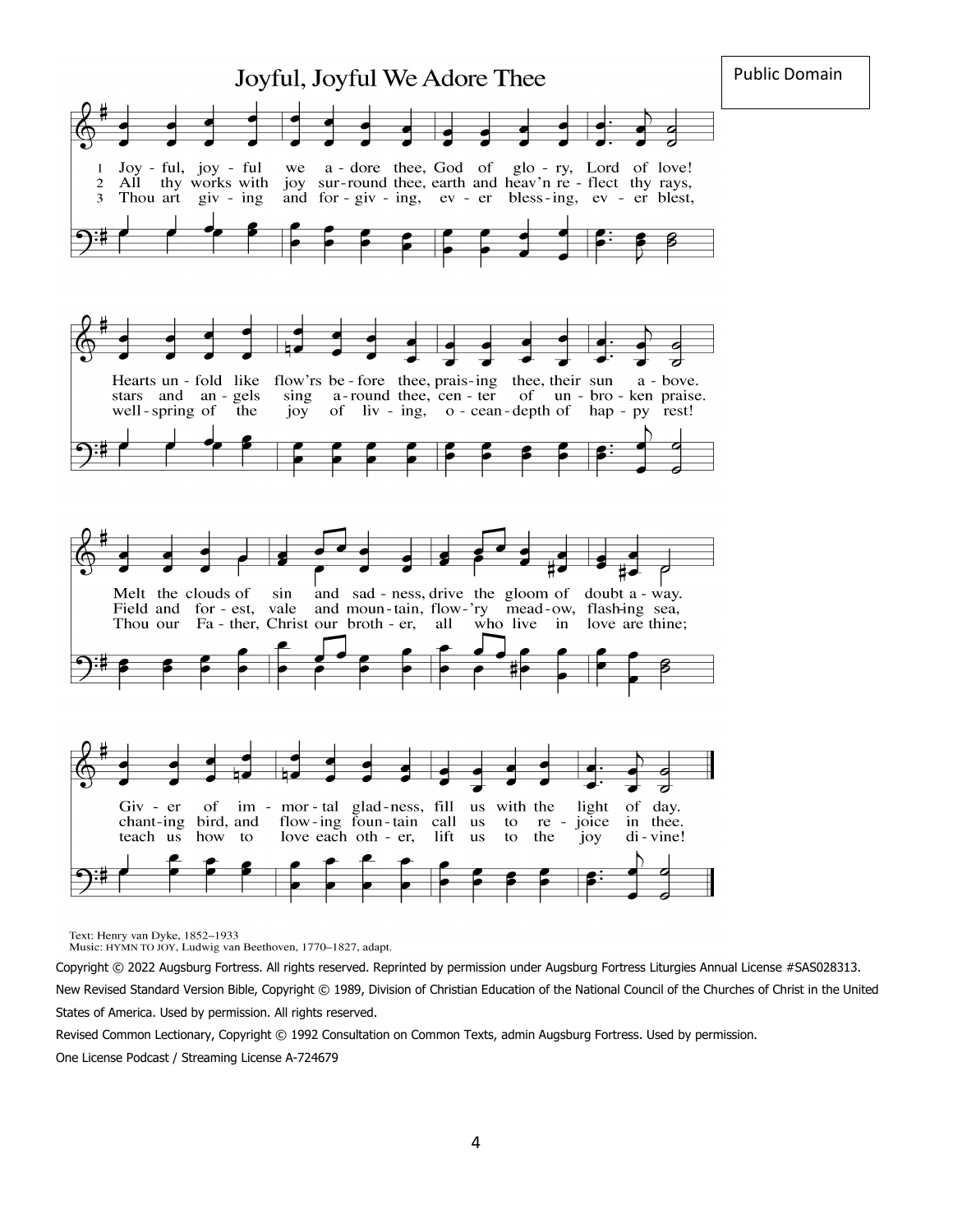# Joyful, Joyful We Adore Thee

Public Domain

1 Joy - ful, joy - ful we a - dore thee, God of glo - ry, Lord of love!
2 All thy works with joy sur - round thee, earth and heav'n re - flect thy rays,
3 Thou art giv - ing and for - giv - ing, ev - er bless - ing, ev - er blest,

Hearts un - fold like flow'rs be - fore thee, prais - ing thee, their sun a - bove.
stars and an - gels sing a - round thee, cen - ter of un - bro - ken praise.
well - spring of the joy of liv - ing, o - cean - depth of hap - py rest!

Melt the clouds of sin and sad - ness, drive the gloom of doubt a - way.
Field and for - est, vale and moun - tain, flow - 'ry mead - ow, flash - ing sea,
Thou our Fa - ther, Christ our broth - er, all who live in love are thine;

Giv - er of im - mor - tal glad - ness, fill us with the light of day.
chant - ing bird, and flow - ing foun - tain call us to re - joice in thee.
teach us how to love each oth - er, lift us to the joy di - vine!

Text: Henry van Dyke, 1852–1933
Music: HYMN TO JOY, Ludwig van Beethoven, 1770–1827, adapt.

Copyright © 2022 Augsburg Fortress. All rights reserved. Reprinted by permission under Augsburg Fortress Liturgies Annual License #SAS028313.

New Revised Standard Version Bible, Copyright © 1989, Division of Christian Education of the National Council of the Churches of Christ in the United States of America. Used by permission. All rights reserved.

Revised Common Lectionary, Copyright © 1992 Consultation on Common Texts, admin Augsburg Fortress. Used by permission.

One License Podcast / Streaming License A-724679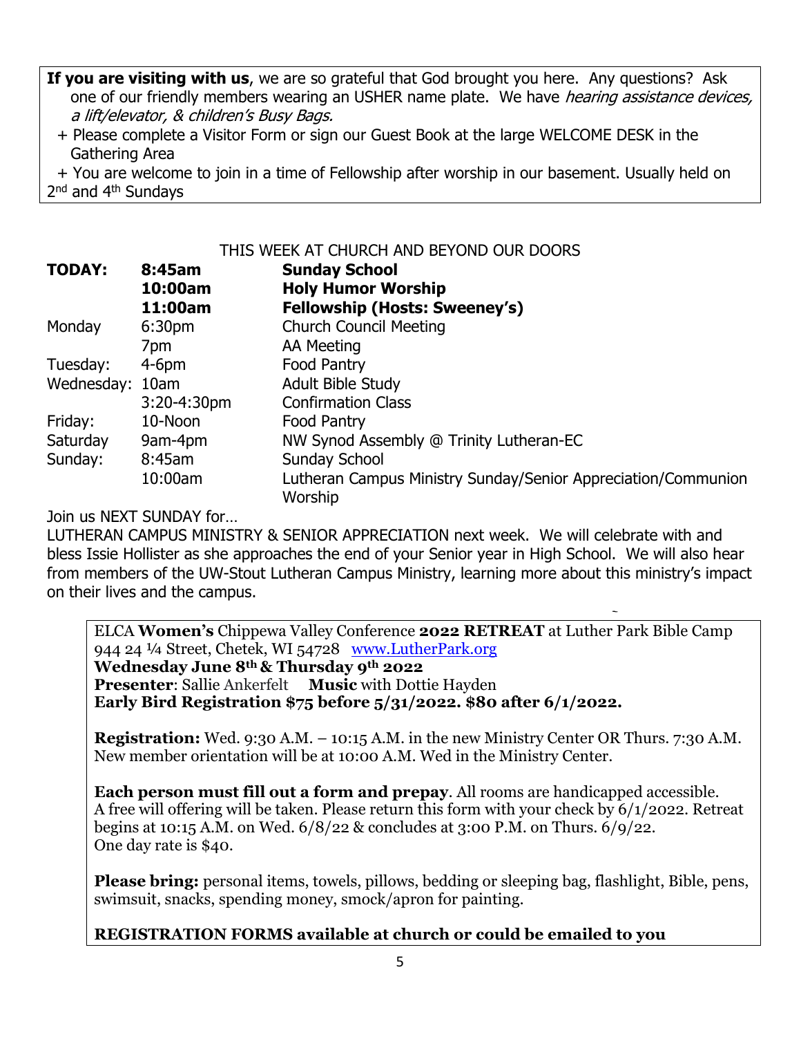**If you are visiting with us**, we are so grateful that God brought you here. Any questions? Ask one of our friendly members wearing an USHER name plate. We have *hearing assistance devices, a lift/elevator, & children's Busy Bags.*

+ Please complete a Visitor Form or sign our Guest Book at the large WELCOME DESK in the Gathering Area

+ You are welcome to join in a time of Fellowship after worship in our basement. Usually held on 2nd and 4th Sundays

THIS WEEK AT CHURCH AND BEYOND OUR DOORS

| | | |
|---|---|---|
| **TODAY:** | **8:45am** | **Sunday School** |
| | **10:00am** | **Holy Humor Worship** |
| | **11:00am** | **Fellowship (Hosts: Sweeney's)** |
| Monday | 6:30pm | Church Council Meeting |
| | 7pm | AA Meeting |
| Tuesday: | 4-6pm | Food Pantry |
| Wednesday: | 10am | Adult Bible Study |
| | 3:20-4:30pm | Confirmation Class |
| Friday: | 10-Noon | Food Pantry |
| Saturday | 9am-4pm | NW Synod Assembly @ Trinity Lutheran-EC |
| Sunday: | 8:45am | Sunday School |
| | 10:00am | Lutheran Campus Ministry Sunday/Senior Appreciation/Communion Worship |

Join us NEXT SUNDAY for…

LUTHERAN CAMPUS MINISTRY & SENIOR APPRECIATION next week. We will celebrate with and bless Issie Hollister as she approaches the end of your Senior year in High School. We will also hear from members of the UW-Stout Lutheran Campus Ministry, learning more about this ministry's impact on their lives and the campus.

ELCA **Women's** Chippewa Valley Conference **2022 RETREAT** at Luther Park Bible Camp 944 24 ¼ Street, Chetek, WI 54728 www.LutherPark.org

**Wednesday June 8th & Thursday 9th 2022**

**Presenter**: Sallie Ankerfelt **Music** with Dottie Hayden

**Early Bird Registration $75 before 5/31/2022. $80 after 6/1/2022.**

**Registration:** Wed. 9:30 A.M. – 10:15 A.M. in the new Ministry Center OR Thurs. 7:30 A.M. New member orientation will be at 10:00 A.M. Wed in the Ministry Center.

**Each person must fill out a form and prepay**. All rooms are handicapped accessible. A free will offering will be taken. Please return this form with your check by 6/1/2022. Retreat begins at 10:15 A.M. on Wed. 6/8/22 & concludes at 3:00 P.M. on Thurs. 6/9/22. One day rate is $40.

**Please bring:** personal items, towels, pillows, bedding or sleeping bag, flashlight, Bible, pens, swimsuit, snacks, spending money, smock/apron for painting.

**REGISTRATION FORMS available at church or could be emailed to you**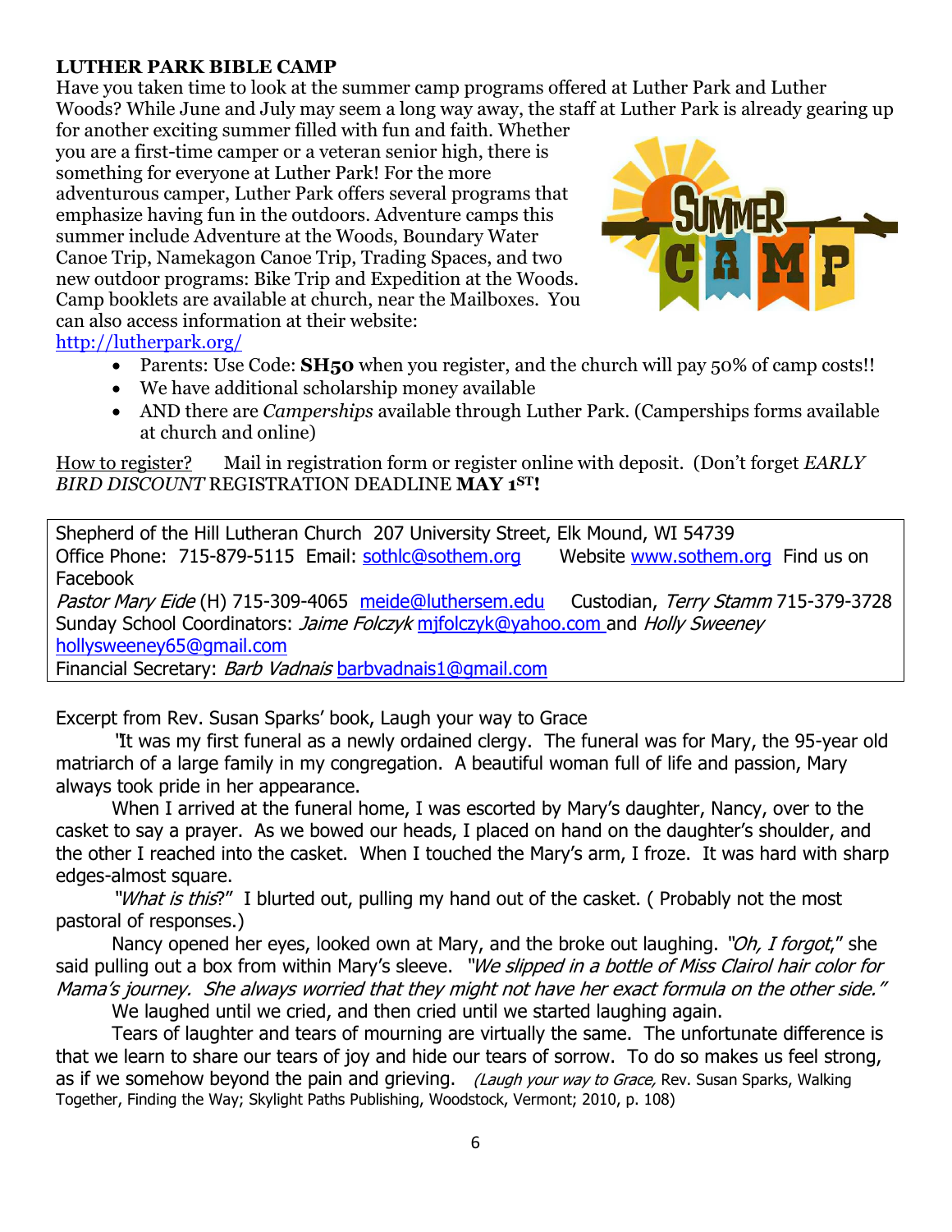**LUTHER PARK BIBLE CAMP**

Have you taken time to look at the summer camp programs offered at Luther Park and Luther Woods? While June and July may seem a long way away, the staff at Luther Park is already gearing up for another exciting summer filled with fun and faith. Whether you are a first-time camper or a veteran senior high, there is something for everyone at Luther Park! For the more adventurous camper, Luther Park offers several programs that emphasize having fun in the outdoors. Adventure camps this summer include Adventure at the Woods, Boundary Water Canoe Trip, Namekagon Canoe Trip, Trading Spaces, and two new outdoor programs: Bike Trip and Expedition at the Woods. Camp booklets are available at church, near the Mailboxes. You can also access information at their website: http://lutherpark.org/

- Parents: Use Code: **SH50** when you register, and the church will pay 50% of camp costs!!
- We have additional scholarship money available
- AND there are *Camperships* available through Luther Park. (Camperships forms available at church and online)

How to register? Mail in registration form or register online with deposit. (Don't forget *EARLY BIRD DISCOUNT* REGISTRATION DEADLINE **MAY 1ST!**

---

Shepherd of the Hill Lutheran Church 207 University Street, Elk Mound, WI 54739
Office Phone: 715-879-5115 Email: sothlc@sothem.org Website www.sothem.org Find us on Facebook
*Pastor Mary Eide* (H) 715-309-4065 meide@luthersem.edu Custodian, *Terry Stamm* 715-379-3728
Sunday School Coordinators: *Jaime Folczyk* mjfolczyk@yahoo.com and *Holly Sweeney* hollysweeney65@gmail.com
Financial Secretary: *Barb Vadnais* barbvadnais1@gmail.com

---

Excerpt from Rev. Susan Sparks' book, Laugh your way to Grace

"It was my first funeral as a newly ordained clergy. The funeral was for Mary, the 95-year old matriarch of a large family in my congregation. A beautiful woman full of life and passion, Mary always took pride in her appearance.

When I arrived at the funeral home, I was escorted by Mary's daughter, Nancy, over to the casket to say a prayer. As we bowed our heads, I placed on hand on the daughter's shoulder, and the other I reached into the casket. When I touched the Mary's arm, I froze. It was hard with sharp edges-almost square.

*"What is this*?" I blurted out, pulling my hand out of the casket. ( Probably not the most pastoral of responses.)

Nancy opened her eyes, looked own at Mary, and the broke out laughing. *"Oh, I forgot*," she said pulling out a box from within Mary's sleeve. *"We slipped in a bottle of Miss Clairol hair color for Mama's journey. She always worried that they might not have her exact formula on the other side."*

We laughed until we cried, and then cried until we started laughing again.

Tears of laughter and tears of mourning are virtually the same. The unfortunate difference is that we learn to share our tears of joy and hide our tears of sorrow. To do so makes us feel strong, as if we somehow beyond the pain and grieving. *(Laugh your way to Grace,* Rev. Susan Sparks, Walking Together, Finding the Way; Skylight Paths Publishing, Woodstock, Vermont; 2010, p. 108)